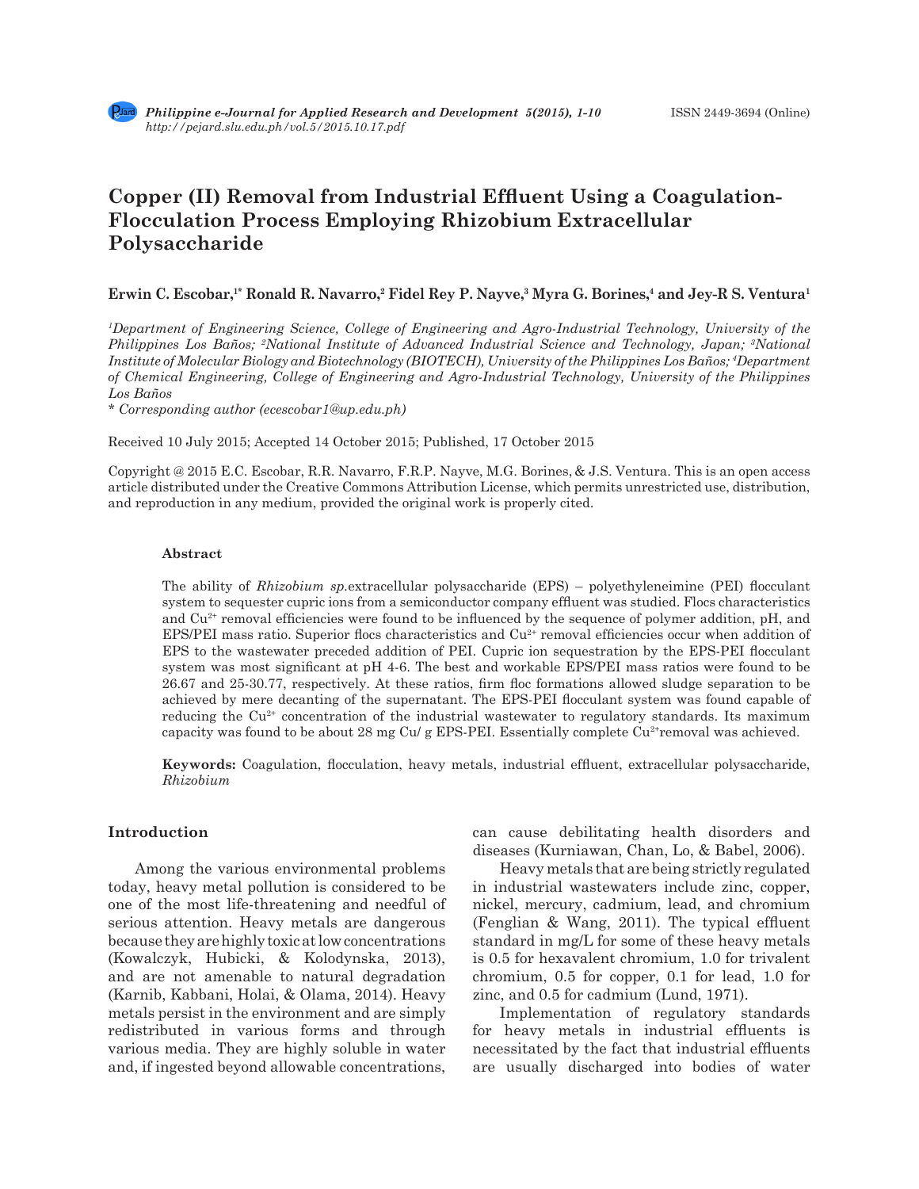# Copper (II) Removal from Industrial Effluent Using a Coagulation-Flocculation Process Employing Rhizobium Extracellular Polysaccharide

**Erwin C. Escobar,[1*] Ronald R. Navarro,[2] Fidel Rey P. Nayve,[3] Myra G. Borines,[4] and Jey-R S. Ventura[1]**

*[1]Department of Engineering Science, College of Engineering and Agro-Industrial Technology, University of the Philippines Los Baños; [2]National Institute of Advanced Industrial Science and Technology, Japan; [3]National Institute of Molecular Biology and Biotechnology (BIOTECH), University of the Philippines Los Baños; [4]Department of Chemical Engineering, College of Engineering and Agro-Industrial Technology, University of the Philippines Los Baños*

*\* Corresponding author (ecescobar1@up.edu.ph)*

Received 10 July 2015; Accepted 14 October 2015; Published, 17 October 2015

Copyright @ 2015 E.C. Escobar, R.R. Navarro, F.R.P. Nayve, M.G. Borines, & J.S. Ventura. This is an open access article distributed under the Creative Commons Attribution License, which permits unrestricted use, distribution, and reproduction in any medium, provided the original work is properly cited.

### Abstract

The ability of *Rhizobium sp.*extracellular polysaccharide (EPS) – polyethyleneimine (PEI) flocculant system to sequester cupric ions from a semiconductor company effluent was studied. Flocs characteristics and $Cu^{2+}$ removal efficiencies were found to be influenced by the sequence of polymer addition, pH, and EPS/PEI mass ratio. Superior flocs characteristics and $Cu^{2+}$ removal efficiencies occur when addition of EPS to the wastewater preceded addition of PEI. Cupric ion sequestration by the EPS-PEI flocculant system was most significant at pH 4-6. The best and workable EPS/PEI mass ratios were found to be 26.67 and 25-30.77, respectively. At these ratios, firm floc formations allowed sludge separation to be achieved by mere decanting of the supernatant. The EPS-PEI flocculant system was found capable of reducing the $Cu^{2+}$ concentration of the industrial wastewater to regulatory standards. Its maximum capacity was found to be about 28 mg Cu/ g EPS-PEI. Essentially complete $Cu^{2+}$removal was achieved.

**Keywords:** Coagulation, flocculation, heavy metals, industrial effluent, extracellular polysaccharide, *Rhizobium*

## Introduction

Among the various environmental problems today, heavy metal pollution is considered to be one of the most life-threatening and needful of serious attention. Heavy metals are dangerous because they are highly toxic at low concentrations (Kowalczyk, Hubicki, & Kolodynska, 2013), and are not amenable to natural degradation (Karnib, Kabbani, Holai, & Olama, 2014). Heavy metals persist in the environment and are simply redistributed in various forms and through various media. They are highly soluble in water and, if ingested beyond allowable concentrations, can cause debilitating health disorders and diseases (Kurniawan, Chan, Lo, & Babel, 2006).

Heavy metals that are being strictly regulated in industrial wastewaters include zinc, copper, nickel, mercury, cadmium, lead, and chromium (Fenglian & Wang, 2011). The typical effluent standard in mg/L for some of these heavy metals is 0.5 for hexavalent chromium, 1.0 for trivalent chromium, 0.5 for copper, 0.1 for lead, 1.0 for zinc, and 0.5 for cadmium (Lund, 1971).

Implementation of regulatory standards for heavy metals in industrial effluents is necessitated by the fact that industrial effluents are usually discharged into bodies of water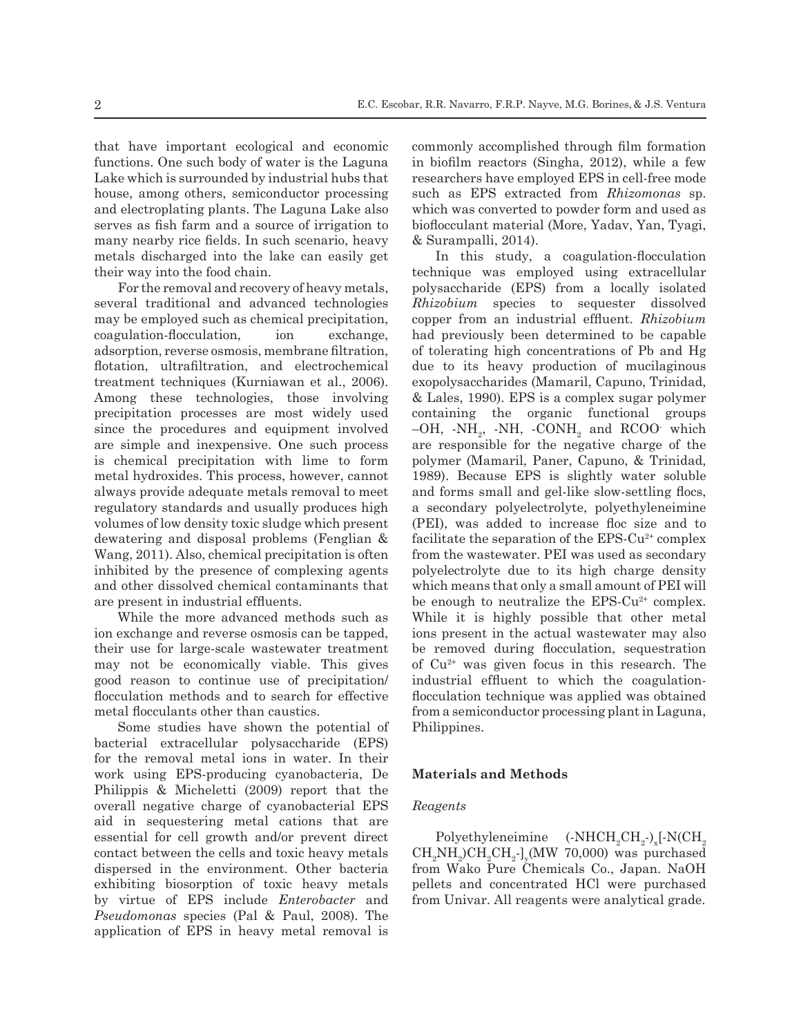that have important ecological and economic functions. One such body of water is the Laguna Lake which is surrounded by industrial hubs that house, among others, semiconductor processing and electroplating plants. The Laguna Lake also serves as fish farm and a source of irrigation to many nearby rice fields. In such scenario, heavy metals discharged into the lake can easily get their way into the food chain.

For the removal and recovery of heavy metals, several traditional and advanced technologies may be employed such as chemical precipitation, coagulation-flocculation, ion exchange, adsorption, reverse osmosis, membrane filtration, flotation, ultrafiltration, and electrochemical treatment techniques (Kurniawan et al., 2006). Among these technologies, those involving precipitation processes are most widely used since the procedures and equipment involved are simple and inexpensive. One such process is chemical precipitation with lime to form metal hydroxides. This process, however, cannot always provide adequate metals removal to meet regulatory standards and usually produces high volumes of low density toxic sludge which present dewatering and disposal problems (Fenglian & Wang, 2011). Also, chemical precipitation is often inhibited by the presence of complexing agents and other dissolved chemical contaminants that are present in industrial effluents.

While the more advanced methods such as ion exchange and reverse osmosis can be tapped, their use for large-scale wastewater treatment may not be economically viable. This gives good reason to continue use of precipitation/flocculation methods and to search for effective metal flocculants other than caustics.

Some studies have shown the potential of bacterial extracellular polysaccharide (EPS) for the removal metal ions in water. In their work using EPS-producing cyanobacteria, De Philippis & Micheletti (2009) report that the overall negative charge of cyanobacterial EPS aid in sequestering metal cations that are essential for cell growth and/or prevent direct contact between the cells and toxic heavy metals dispersed in the environment. Other bacteria exhibiting biosorption of toxic heavy metals by virtue of EPS include *Enterobacter* and *Pseudomonas* species (Pal & Paul, 2008). The application of EPS in heavy metal removal is commonly accomplished through film formation in biofilm reactors (Singha, 2012), while a few researchers have employed EPS in cell-free mode such as EPS extracted from *Rhizomonas* sp. which was converted to powder form and used as bioflocculant material (More, Yadav, Yan, Tyagi, & Surampalli, 2014).

In this study, a coagulation-flocculation technique was employed using extracellular polysaccharide (EPS) from a locally isolated *Rhizobium* species to sequester dissolved copper from an industrial effluent. *Rhizobium* had previously been determined to be capable of tolerating high concentrations of Pb and Hg due to its heavy production of mucilaginous exopolysaccharides (Mamaril, Capuno, Trinidad, & Lales, 1990). EPS is a complex sugar polymer containing the organic functional groups –OH, $-NH_2$, -NH, $-CONH_2$ and $RCOO^-$ which are responsible for the negative charge of the polymer (Mamaril, Paner, Capuno, & Trinidad, 1989). Because EPS is slightly water soluble and forms small and gel-like slow-settling flocs, a secondary polyelectrolyte, polyethyleneimine (PEI), was added to increase floc size and to facilitate the separation of the EPS-$Cu^{2+}$ complex from the wastewater. PEI was used as secondary polyelectrolyte due to its high charge density which means that only a small amount of PEI will be enough to neutralize the EPS-$Cu^{2+}$ complex. While it is highly possible that other metal ions present in the actual wastewater may also be removed during flocculation, sequestration of $Cu^{2+}$ was given focus in this research. The industrial effluent to which the coagulation-flocculation technique was applied was obtained from a semiconductor processing plant in Laguna, Philippines.

## Materials and Methods

### *Reagents*

Polyethyleneimine $(-NHCH_2CH_2-)_x[-N(CH_2CH_2NH_2)CH_2CH_2-]_y$(MW 70,000) was purchased from Wako Pure Chemicals Co., Japan. NaOH pellets and concentrated HCl were purchased from Univar. All reagents were analytical grade.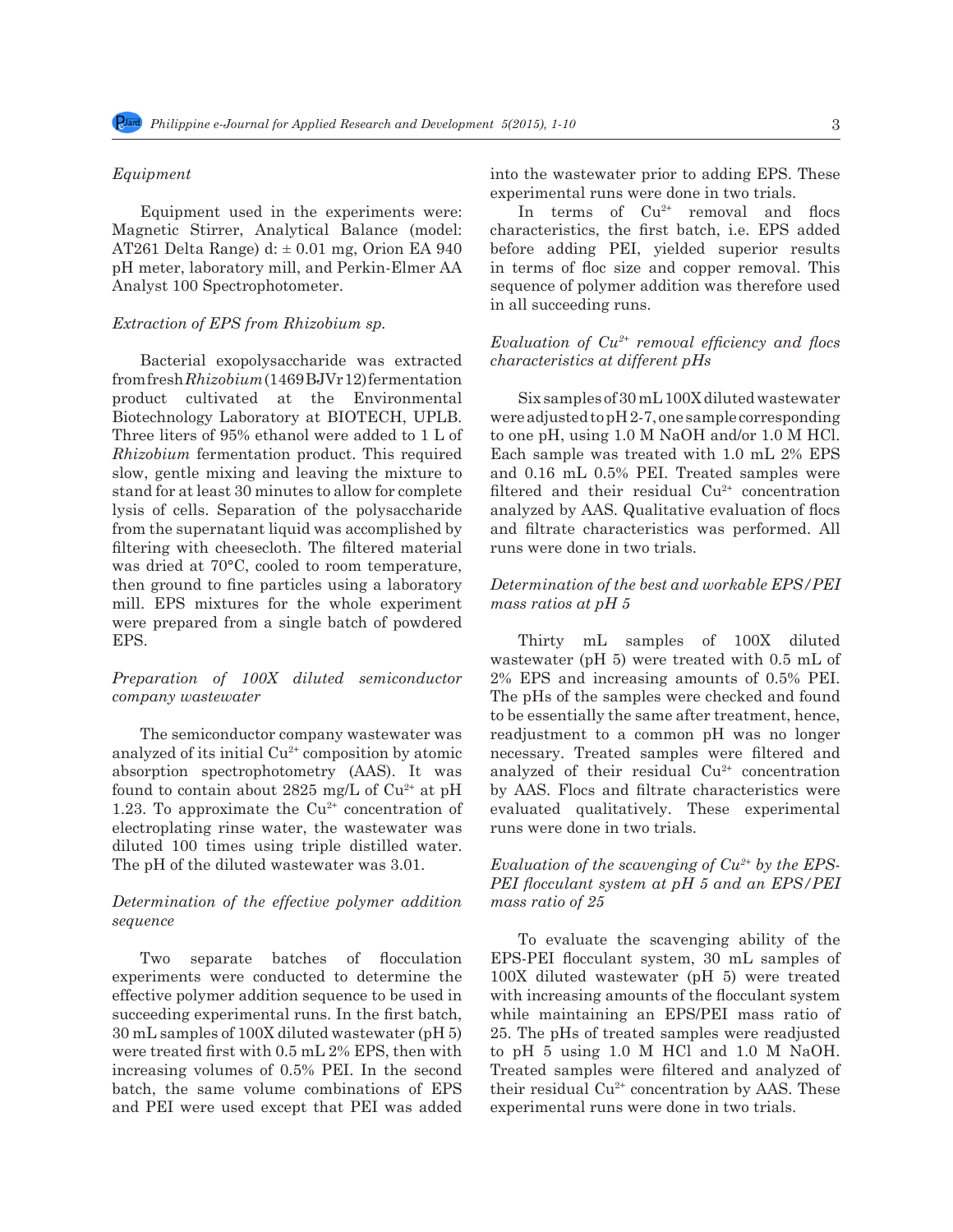*Equipment*

Equipment used in the experiments were: Magnetic Stirrer, Analytical Balance (model: AT261 Delta Range) d: ± 0.01 mg, Orion EA 940 pH meter, laboratory mill, and Perkin-Elmer AA Analyst 100 Spectrophotometer.

*Extraction of EPS from Rhizobium sp.*

Bacterial exopolysaccharide was extracted from fresh *Rhizobium* (1469 BJVr 12) fermentation product cultivated at the Environmental Biotechnology Laboratory at BIOTECH, UPLB. Three liters of 95% ethanol were added to 1 L of *Rhizobium* fermentation product. This required slow, gentle mixing and leaving the mixture to stand for at least 30 minutes to allow for complete lysis of cells. Separation of the polysaccharide from the supernatant liquid was accomplished by filtering with cheesecloth. The filtered material was dried at 70°C, cooled to room temperature, then ground to fine particles using a laboratory mill. EPS mixtures for the whole experiment were prepared from a single batch of powdered EPS.

*Preparation of 100X diluted semiconductor company wastewater*

The semiconductor company wastewater was analyzed of its initial $Cu^{2+}$ composition by atomic absorption spectrophotometry (AAS). It was found to contain about 2825 mg/L of $Cu^{2+}$ at pH 1.23. To approximate the $Cu^{2+}$ concentration of electroplating rinse water, the wastewater was diluted 100 times using triple distilled water. The pH of the diluted wastewater was 3.01.

*Determination of the effective polymer addition sequence*

Two separate batches of flocculation experiments were conducted to determine the effective polymer addition sequence to be used in succeeding experimental runs. In the first batch, 30 mL samples of 100X diluted wastewater (pH 5) were treated first with 0.5 mL 2% EPS, then with increasing volumes of 0.5% PEI. In the second batch, the same volume combinations of EPS and PEI were used except that PEI was added into the wastewater prior to adding EPS. These experimental runs were done in two trials.

In terms of $Cu^{2+}$ removal and flocs characteristics, the first batch, i.e. EPS added before adding PEI, yielded superior results in terms of floc size and copper removal. This sequence of polymer addition was therefore used in all succeeding runs.

*Evaluation of $Cu^{2+}$ removal efficiency and flocs characteristics at different pHs*

Six samples of 30 mL 100X diluted wastewater were adjusted to pH 2-7, one sample corresponding to one pH, using 1.0 M NaOH and/or 1.0 M HCl. Each sample was treated with 1.0 mL 2% EPS and 0.16 mL 0.5% PEI. Treated samples were filtered and their residual $Cu^{2+}$ concentration analyzed by AAS. Qualitative evaluation of flocs and filtrate characteristics was performed. All runs were done in two trials.

*Determination of the best and workable EPS/PEI mass ratios at pH 5*

Thirty mL samples of 100X diluted wastewater (pH 5) were treated with 0.5 mL of 2% EPS and increasing amounts of 0.5% PEI. The pHs of the samples were checked and found to be essentially the same after treatment, hence, readjustment to a common pH was no longer necessary. Treated samples were filtered and analyzed of their residual $Cu^{2+}$ concentration by AAS. Flocs and filtrate characteristics were evaluated qualitatively. These experimental runs were done in two trials.

*Evaluation of the scavenging of $Cu^{2+}$ by the EPS-PEI flocculant system at pH 5 and an EPS/PEI mass ratio of 25*

To evaluate the scavenging ability of the EPS-PEI flocculant system, 30 mL samples of 100X diluted wastewater (pH 5) were treated with increasing amounts of the flocculant system while maintaining an EPS/PEI mass ratio of 25. The pHs of treated samples were readjusted to pH 5 using 1.0 M HCl and 1.0 M NaOH. Treated samples were filtered and analyzed of their residual $Cu^{2+}$ concentration by AAS. These experimental runs were done in two trials.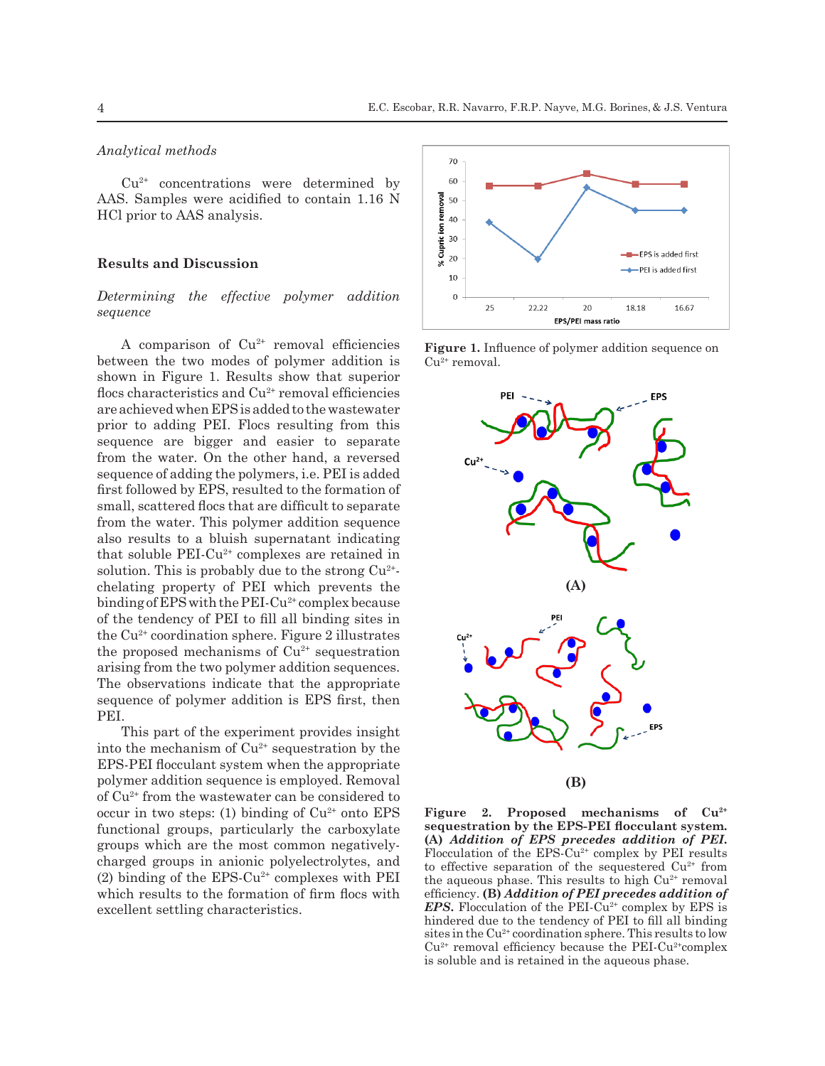*Analytical methods*

$Cu^{2+}$ concentrations were determined by AAS. Samples were acidified to contain 1.16 N HCl prior to AAS analysis.

## Results and Discussion

*Determining the effective polymer addition sequence*

A comparison of $Cu^{2+}$ removal efficiencies between the two modes of polymer addition is shown in Figure 1. Results show that superior flocs characteristics and $Cu^{2+}$ removal efficiencies are achieved when EPS is added to the wastewater prior to adding PEI. Flocs resulting from this sequence are bigger and easier to separate from the water. On the other hand, a reversed sequence of adding the polymers, i.e. PEI is added first followed by EPS, resulted to the formation of small, scattered flocs that are difficult to separate from the water. This polymer addition sequence also results to a bluish supernatant indicating that soluble PEI-$Cu^{2+}$ complexes are retained in solution. This is probably due to the strong $Cu^{2+}$-chelating property of PEI which prevents the binding of EPS with the PEI-$Cu^{2+}$ complex because of the tendency of PEI to fill all binding sites in the $Cu^{2+}$ coordination sphere. Figure 2 illustrates the proposed mechanisms of $Cu^{2+}$ sequestration arising from the two polymer addition sequences. The observations indicate that the appropriate sequence of polymer addition is EPS first, then PEI.

This part of the experiment provides insight into the mechanism of $Cu^{2+}$ sequestration by the EPS-PEI flocculant system when the appropriate polymer addition sequence is employed. Removal of $Cu^{2+}$ from the wastewater can be considered to occur in two steps: (1) binding of $Cu^{2+}$ onto EPS functional groups, particularly the carboxylate groups which are the most common negatively-charged groups in anionic polyelectrolytes, and (2) binding of the EPS-$Cu^{2+}$ complexes with PEI which results to the formation of firm flocs with excellent settling characteristics.

**Figure 1.** Influence of polymer addition sequence on $Cu^{2+}$ removal.

**Figure 2. Proposed mechanisms of $Cu^{2+}$ sequestration by the EPS-PEI flocculant system. (A)** ***Addition of EPS precedes addition of PEI.*** Flocculation of the EPS-$Cu^{2+}$ complex by PEI results to effective separation of the sequestered $Cu^{2+}$ from the aqueous phase. This results to high $Cu^{2+}$ removal efficiency. **(B)** ***Addition of PEI precedes addition of EPS.*** Flocculation of the PEI-$Cu^{2+}$ complex by EPS is hindered due to the tendency of PEI to fill all binding sites in the $Cu^{2+}$ coordination sphere. This results to low $Cu^{2+}$ removal efficiency because the PEI-$Cu^{2+}$complex is soluble and is retained in the aqueous phase.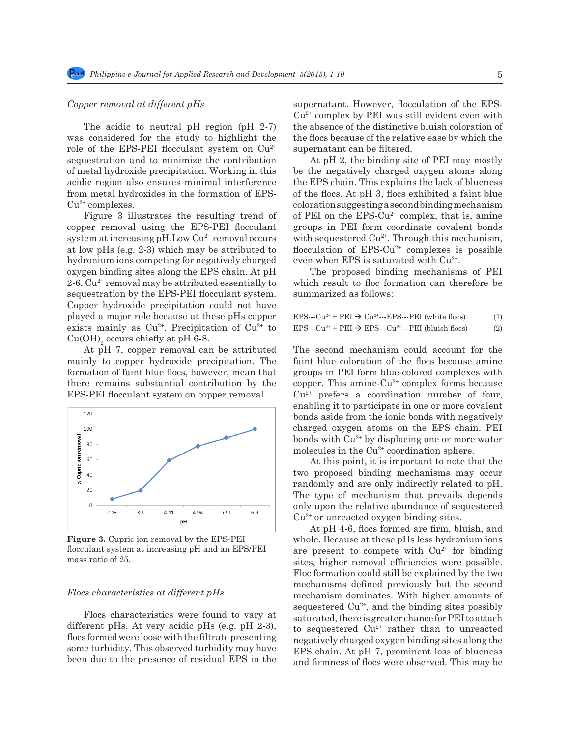*Copper removal at different pHs*

The acidic to neutral pH region (pH 2-7) was considered for the study to highlight the role of the EPS-PEI flocculant system on $Cu^{2+}$ sequestration and to minimize the contribution of metal hydroxide precipitation. Working in this acidic region also ensures minimal interference from metal hydroxides in the formation of EPS-$Cu^{2+}$ complexes.

Figure 3 illustrates the resulting trend of copper removal using the EPS-PEI flocculant system at increasing pH. Low $Cu^{2+}$ removal occurs at low pHs (e.g. 2-3) which may be attributed to hydronium ions competing for negatively charged oxygen binding sites along the EPS chain. At pH 2-6, $Cu^{2+}$ removal may be attributed essentially to sequestration by the EPS-PEI flocculant system. Copper hydroxide precipitation could not have played a major role because at these pHs copper exists mainly as $Cu^{2+}$. Precipitation of $Cu^{2+}$ to $Cu(OH)_2$ occurs chiefly at pH 6-8.

At pH 7, copper removal can be attributed mainly to copper hydroxide precipitation. The formation of faint blue flocs, however, mean that there remains substantial contribution by the EPS-PEI flocculant system on copper removal.

**Figure 3.** Cupric ion removal by the EPS-PEI flocculant system at increasing pH and an EPS/PEI mass ratio of 25.

*Flocs characteristics at different pHs*

Flocs characteristics were found to vary at different pHs. At very acidic pHs (e.g. pH 2-3), flocs formed were loose with the filtrate presenting some turbidity. This observed turbidity may have been due to the presence of residual EPS in the supernatant. However, flocculation of the EPS-$Cu^{2+}$ complex by PEI was still evident even with the absence of the distinctive bluish coloration of the flocs because of the relative ease by which the supernatant can be filtered.

At pH 2, the binding site of PEI may mostly be the negatively charged oxygen atoms along the EPS chain. This explains the lack of blueness of the flocs. At pH 3, flocs exhibited a faint blue coloration suggesting a second binding mechanism of PEI on the EPS-$Cu^{2+}$ complex, that is, amine groups in PEI form coordinate covalent bonds with sequestered $Cu^{2+}$. Through this mechanism, flocculation of EPS-$Cu^{2+}$ complexes is possible even when EPS is saturated with $Cu^{2+}$.

The proposed binding mechanisms of PEI which result to floc formation can therefore be summarized as follows:

$$\text{EPS---Cu}^{2+} + \text{PEI} \rightarrow \text{Cu}^{2+}\text{---EPS---PEI (white flocs)} \quad (1)$$

$$\text{EPS---Cu}^{2+} + \text{PEI} \rightarrow \text{EPS---Cu}^{2+}\text{---PEI (bluish flocs)} \quad (2)$$

The second mechanism could account for the faint blue coloration of the flocs because amine groups in PEI form blue-colored complexes with copper. This amine-$Cu^{2+}$ complex forms because $Cu^{2+}$ prefers a coordination number of four, enabling it to participate in one or more covalent bonds aside from the ionic bonds with negatively charged oxygen atoms on the EPS chain. PEI bonds with $Cu^{2+}$ by displacing one or more water molecules in the $Cu^{2+}$ coordination sphere.

At this point, it is important to note that the two proposed binding mechanisms may occur randomly and are only indirectly related to pH. The type of mechanism that prevails depends only upon the relative abundance of sequestered $Cu^{2+}$ or unreacted oxygen binding sites.

At pH 4-6, flocs formed are firm, bluish, and whole. Because at these pHs less hydronium ions are present to compete with $Cu^{2+}$ for binding sites, higher removal efficiencies were possible. Floc formation could still be explained by the two mechanisms defined previously but the second mechanism dominates. With higher amounts of sequestered $Cu^{2+}$, and the binding sites possibly saturated, there is greater chance for PEI to attach to sequestered $Cu^{2+}$ rather than to unreacted negatively charged oxygen binding sites along the EPS chain. At pH 7, prominent loss of blueness and firmness of flocs were observed. This may be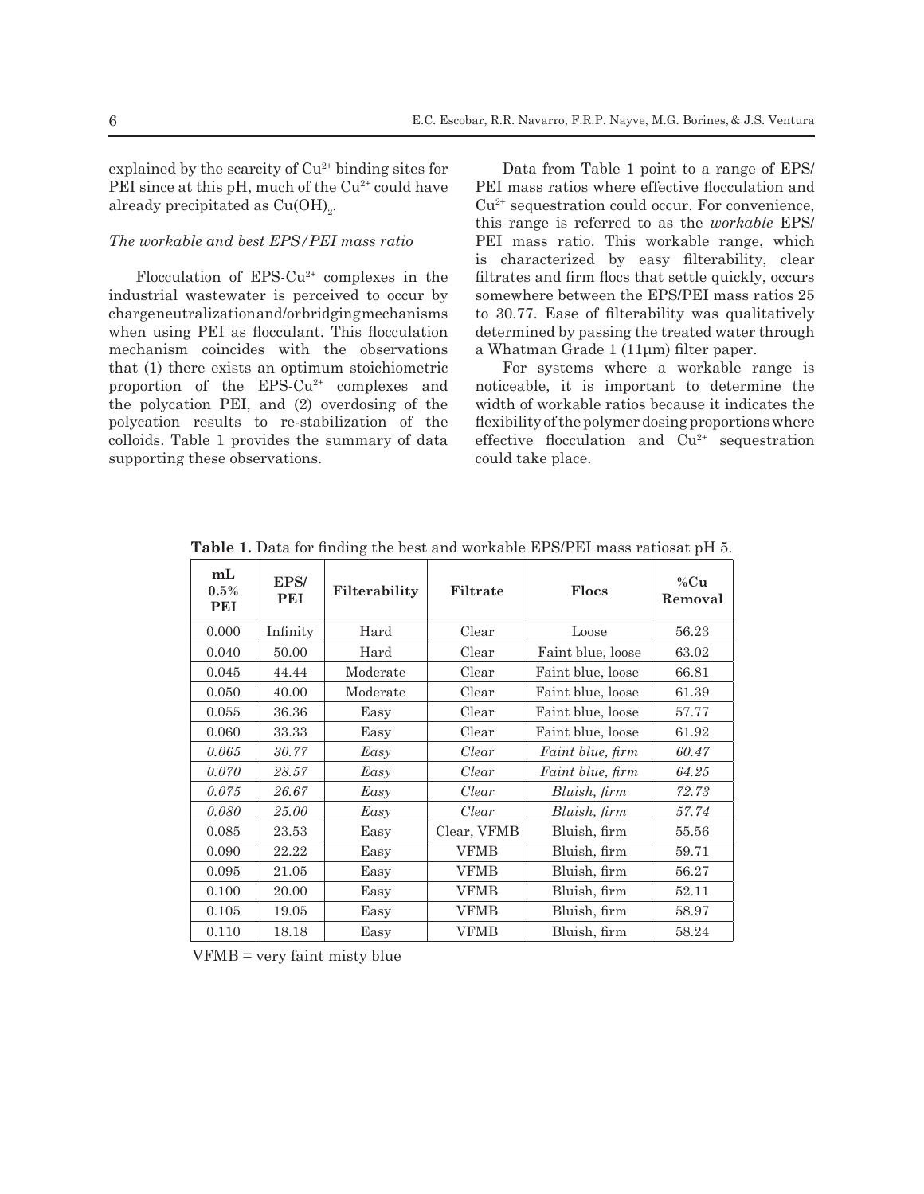explained by the scarcity of $Cu^{2+}$ binding sites for PEI since at this pH, much of the $Cu^{2+}$ could have already precipitated as $Cu(OH)_2$.

### *The workable and best EPS/PEI mass ratio*

Flocculation of EPS-$Cu^{2+}$ complexes in the industrial wastewater is perceived to occur by charge neutralization and/or bridging mechanisms when using PEI as flocculant. This flocculation mechanism coincides with the observations that (1) there exists an optimum stoichiometric proportion of the EPS-$Cu^{2+}$ complexes and the polycation PEI, and (2) overdosing of the polycation results to re-stabilization of the colloids. Table 1 provides the summary of data supporting these observations.

Data from Table 1 point to a range of EPS/PEI mass ratios where effective flocculation and $Cu^{2+}$ sequestration could occur. For convenience, this range is referred to as the *workable* EPS/PEI mass ratio. This workable range, which is characterized by easy filterability, clear filtrates and firm flocs that settle quickly, occurs somewhere between the EPS/PEI mass ratios 25 to 30.77. Ease of filterability was qualitatively determined by passing the treated water through a Whatman Grade 1 (11μm) filter paper.

For systems where a workable range is noticeable, it is important to determine the width of workable ratios because it indicates the flexibility of the polymer dosing proportions where effective flocculation and $Cu^{2+}$ sequestration could take place.

**Table 1.** Data for finding the best and workable EPS/PEI mass ratiosat pH 5.

| mL 0.5% PEI | EPS/ PEI | Filterability | Filtrate | Flocs | %Cu Removal |
|---|---|---|---|---|---|
| 0.000 | Infinity | Hard | Clear | Loose | 56.23 |
| 0.040 | 50.00 | Hard | Clear | Faint blue, loose | 63.02 |
| 0.045 | 44.44 | Moderate | Clear | Faint blue, loose | 66.81 |
| 0.050 | 40.00 | Moderate | Clear | Faint blue, loose | 61.39 |
| 0.055 | 36.36 | Easy | Clear | Faint blue, loose | 57.77 |
| 0.060 | 33.33 | Easy | Clear | Faint blue, loose | 61.92 |
| *0.065* | *30.77* | *Easy* | *Clear* | *Faint blue, firm* | *60.47* |
| *0.070* | *28.57* | *Easy* | *Clear* | *Faint blue, firm* | *64.25* |
| *0.075* | *26.67* | *Easy* | *Clear* | *Bluish, firm* | *72.73* |
| *0.080* | *25.00* | *Easy* | *Clear* | *Bluish, firm* | *57.74* |
| 0.085 | 23.53 | Easy | Clear, VFMB | Bluish, firm | 55.56 |
| 0.090 | 22.22 | Easy | VFMB | Bluish, firm | 59.71 |
| 0.095 | 21.05 | Easy | VFMB | Bluish, firm | 56.27 |
| 0.100 | 20.00 | Easy | VFMB | Bluish, firm | 52.11 |
| 0.105 | 19.05 | Easy | VFMB | Bluish, firm | 58.97 |
| 0.110 | 18.18 | Easy | VFMB | Bluish, firm | 58.24 |

VFMB = very faint misty blue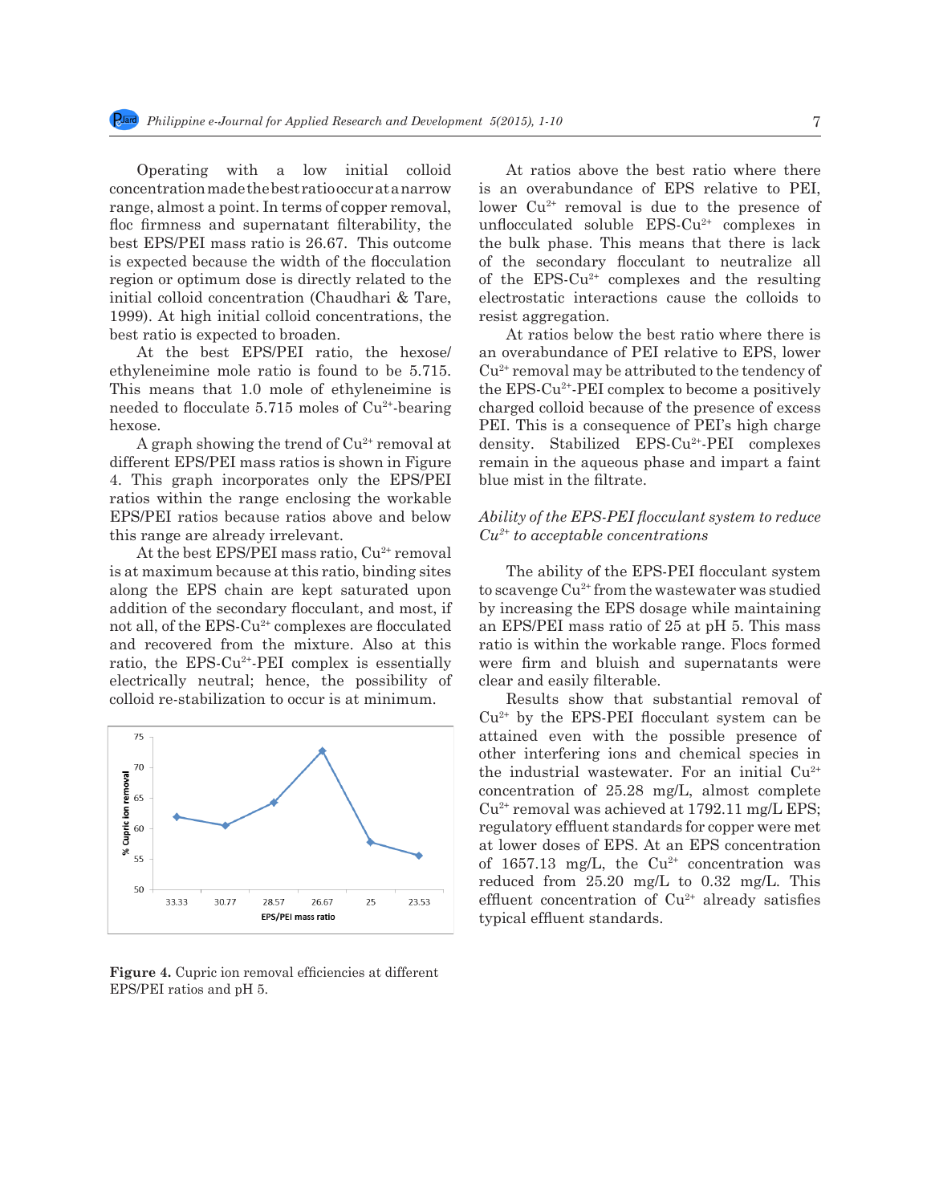Operating with a low initial colloid concentration made the best ratio occur at a narrow range, almost a point. In terms of copper removal, floc firmness and supernatant filterability, the best EPS/PEI mass ratio is 26.67. This outcome is expected because the width of the flocculation region or optimum dose is directly related to the initial colloid concentration (Chaudhari & Tare, 1999). At high initial colloid concentrations, the best ratio is expected to broaden.

At the best EPS/PEI ratio, the hexose/ethyleneimine mole ratio is found to be 5.715. This means that 1.0 mole of ethyleneimine is needed to flocculate 5.715 moles of $Cu^{2+}$-bearing hexose.

A graph showing the trend of $Cu^{2+}$ removal at different EPS/PEI mass ratios is shown in Figure 4. This graph incorporates only the EPS/PEI ratios within the range enclosing the workable EPS/PEI ratios because ratios above and below this range are already irrelevant.

At the best EPS/PEI mass ratio, $Cu^{2+}$ removal is at maximum because at this ratio, binding sites along the EPS chain are kept saturated upon addition of the secondary flocculant, and most, if not all, of the EPS-$Cu^{2+}$ complexes are flocculated and recovered from the mixture. Also at this ratio, the EPS-$Cu^{2+}$-PEI complex is essentially electrically neutral; hence, the possibility of colloid re-stabilization to occur is at minimum.

**Figure 4.** Cupric ion removal efficiencies at different EPS/PEI ratios and pH 5.

At ratios above the best ratio where there is an overabundance of EPS relative to PEI, lower $Cu^{2+}$ removal is due to the presence of unflocculated soluble EPS-$Cu^{2+}$ complexes in the bulk phase. This means that there is lack of the secondary flocculant to neutralize all of the EPS-$Cu^{2+}$ complexes and the resulting electrostatic interactions cause the colloids to resist aggregation.

At ratios below the best ratio where there is an overabundance of PEI relative to EPS, lower $Cu^{2+}$ removal may be attributed to the tendency of the EPS-$Cu^{2+}$-PEI complex to become a positively charged colloid because of the presence of excess PEI. This is a consequence of PEI's high charge density. Stabilized EPS-$Cu^{2+}$-PEI complexes remain in the aqueous phase and impart a faint blue mist in the filtrate.

### *Ability of the EPS-PEI flocculant system to reduce $Cu^{2+}$ to acceptable concentrations*

The ability of the EPS-PEI flocculant system to scavenge $Cu^{2+}$ from the wastewater was studied by increasing the EPS dosage while maintaining an EPS/PEI mass ratio of 25 at pH 5. This mass ratio is within the workable range. Flocs formed were firm and bluish and supernatants were clear and easily filterable.

Results show that substantial removal of $Cu^{2+}$ by the EPS-PEI flocculant system can be attained even with the possible presence of other interfering ions and chemical species in the industrial wastewater. For an initial $Cu^{2+}$ concentration of 25.28 mg/L, almost complete $Cu^{2+}$ removal was achieved at 1792.11 mg/L EPS; regulatory effluent standards for copper were met at lower doses of EPS. At an EPS concentration of 1657.13 mg/L, the $Cu^{2+}$ concentration was reduced from 25.20 mg/L to 0.32 mg/L. This effluent concentration of $Cu^{2+}$ already satisfies typical effluent standards.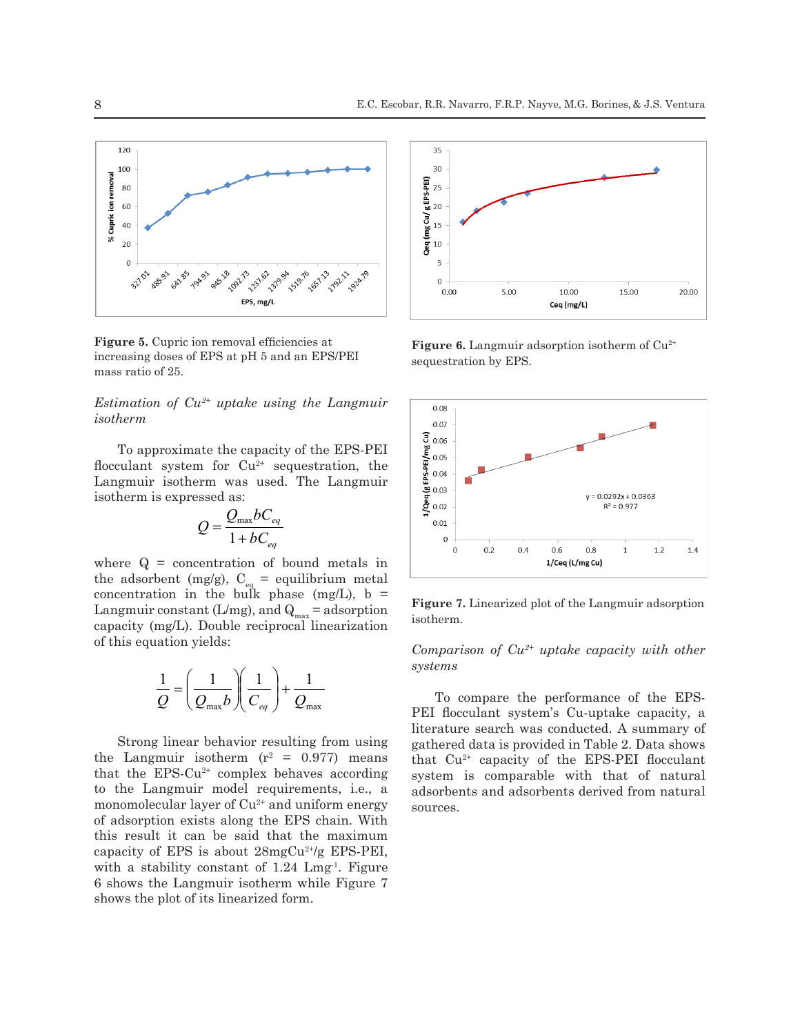**Figure 5.** Cupric ion removal efficiencies at increasing doses of EPS at pH 5 and an EPS/PEI mass ratio of 25.

**Figure 6.** Langmuir adsorption isotherm of $Cu^{2+}$ sequestration by EPS.

### *Estimation of $Cu^{2+}$ uptake using the Langmuir isotherm*

To approximate the capacity of the EPS-PEI flocculant system for $Cu^{2+}$ sequestration, the Langmuir isotherm was used. The Langmuir isotherm is expressed as:

$$Q = \frac{Q_{\max} b C_{eq}}{1 + bC_{eq}}$$

where Q = concentration of bound metals in the adsorbent (mg/g), $C_{eq}$ = equilibrium metal concentration in the bulk phase (mg/L), b = Langmuir constant (L/mg), and $Q_{max}$ = adsorption capacity (mg/L). Double reciprocal linearization of this equation yields:

$$\frac{1}{Q} = \left(\frac{1}{Q_{\max} b}\right)\left(\frac{1}{C_{eq}}\right) + \frac{1}{Q_{\max}}$$

Strong linear behavior resulting from using the Langmuir isotherm ($r^2$ = 0.977) means that the EPS-$Cu^{2+}$ complex behaves according to the Langmuir model requirements, i.e., a monomolecular layer of $Cu^{2+}$ and uniform energy of adsorption exists along the EPS chain. With this result it can be said that the maximum capacity of EPS is about 28mg$Cu^{2+}$/g EPS-PEI, with a stability constant of 1.24 $Lmg^{-1}$. Figure 6 shows the Langmuir isotherm while Figure 7 shows the plot of its linearized form.

**Figure 7.** Linearized plot of the Langmuir adsorption isotherm.

### *Comparison of $Cu^{2+}$ uptake capacity with other systems*

To compare the performance of the EPS-PEI flocculant system's Cu-uptake capacity, a literature search was conducted. A summary of gathered data is provided in Table 2. Data shows that $Cu^{2+}$ capacity of the EPS-PEI flocculant system is comparable with that of natural adsorbents and adsorbents derived from natural sources.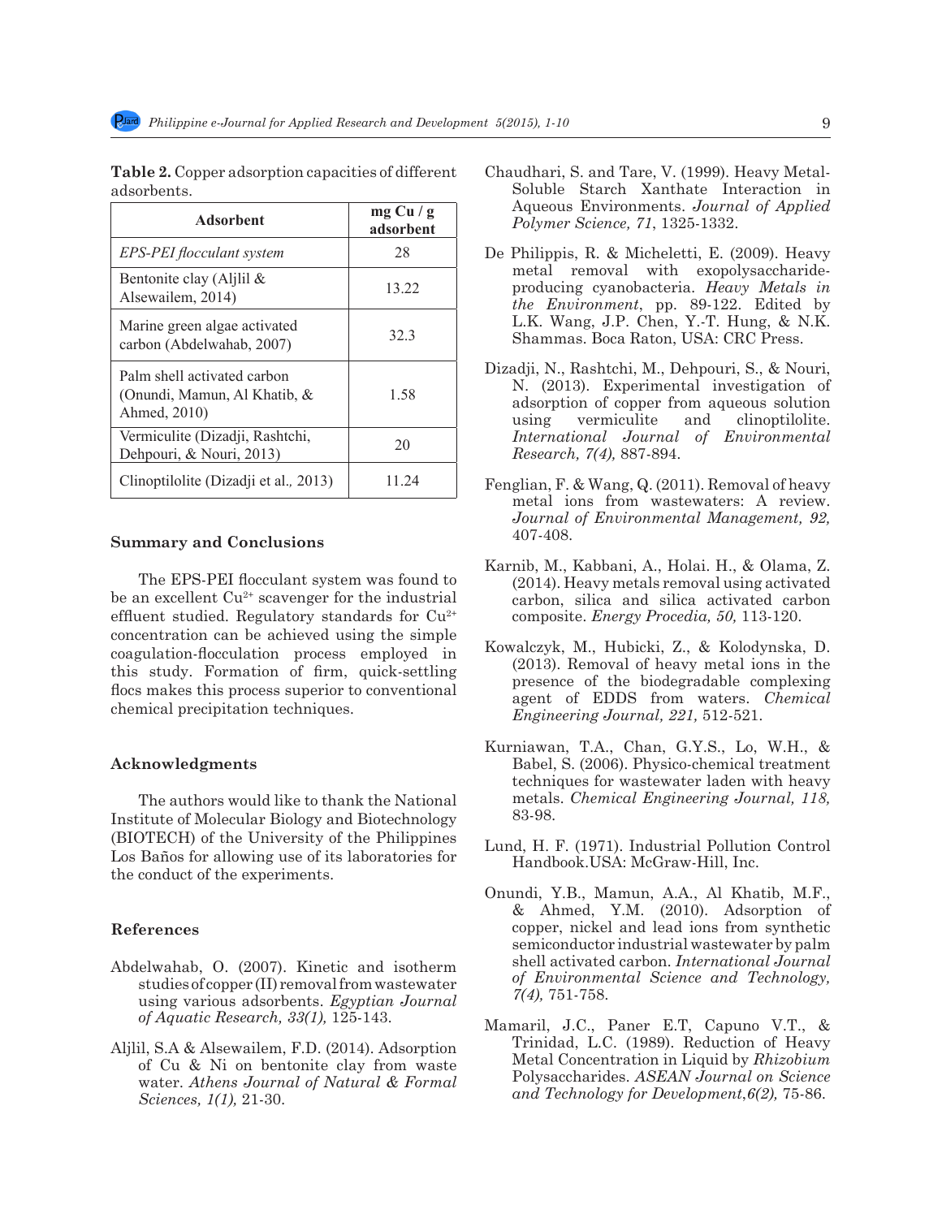**Table 2.** Copper adsorption capacities of different adsorbents.

| Adsorbent | mg Cu / g adsorbent |
|---|---|
| *EPS-PEI flocculant system* | 28 |
| Bentonite clay (Aljlil & Alsewailem, 2014) | 13.22 |
| Marine green algae activated carbon (Abdelwahab, 2007) | 32.3 |
| Palm shell activated carbon (Onundi, Mamun, Al Khatib, & Ahmed, 2010) | 1.58 |
| Vermiculite (Dizadji, Rashtchi, Dehpouri, & Nouri, 2013) | 20 |
| Clinoptilolite (Dizadji et al., 2013) | 11.24 |

## Summary and Conclusions

The EPS-PEI flocculant system was found to be an excellent $Cu^{2+}$ scavenger for the industrial effluent studied. Regulatory standards for $Cu^{2+}$ concentration can be achieved using the simple coagulation-flocculation process employed in this study. Formation of firm, quick-settling flocs makes this process superior to conventional chemical precipitation techniques.

## Acknowledgments

The authors would like to thank the National Institute of Molecular Biology and Biotechnology (BIOTECH) of the University of the Philippines Los Baños for allowing use of its laboratories for the conduct of the experiments.

## References

Abdelwahab, O. (2007). Kinetic and isotherm studies of copper (II) removal from wastewater using various adsorbents. *Egyptian Journal of Aquatic Research, 33(1),* 125-143.

Aljlil, S.A & Alsewailem, F.D. (2014). Adsorption of Cu & Ni on bentonite clay from waste water. *Athens Journal of Natural & Formal Sciences, 1(1),* 21-30.

Chaudhari, S. and Tare, V. (1999). Heavy Metal-Soluble Starch Xanthate Interaction in Aqueous Environments. *Journal of Applied Polymer Science, 71*, 1325-1332.

De Philippis, R. & Micheletti, E. (2009). Heavy metal removal with exopolysaccharide-producing cyanobacteria. *Heavy Metals in the Environment*, pp. 89-122. Edited by L.K. Wang, J.P. Chen, Y.-T. Hung, & N.K. Shammas. Boca Raton, USA: CRC Press.

Dizadji, N., Rashtchi, M., Dehpouri, S., & Nouri, N. (2013). Experimental investigation of adsorption of copper from aqueous solution using vermiculite and clinoptilolite. *International Journal of Environmental Research, 7(4),* 887-894.

Fenglian, F. & Wang, Q. (2011). Removal of heavy metal ions from wastewaters: A review. *Journal of Environmental Management, 92,* 407-408.

Karnib, M., Kabbani, A., Holai. H., & Olama, Z. (2014). Heavy metals removal using activated carbon, silica and silica activated carbon composite. *Energy Procedia, 50,* 113-120.

Kowalczyk, M., Hubicki, Z., & Kolodynska, D. (2013). Removal of heavy metal ions in the presence of the biodegradable complexing agent of EDDS from waters. *Chemical Engineering Journal, 221,* 512-521.

Kurniawan, T.A., Chan, G.Y.S., Lo, W.H., & Babel, S. (2006). Physico-chemical treatment techniques for wastewater laden with heavy metals. *Chemical Engineering Journal, 118,* 83-98.

Lund, H. F. (1971). Industrial Pollution Control Handbook.USA: McGraw-Hill, Inc.

Onundi, Y.B., Mamun, A.A., Al Khatib, M.F., & Ahmed, Y.M. (2010). Adsorption of copper, nickel and lead ions from synthetic semiconductor industrial wastewater by palm shell activated carbon. *International Journal of Environmental Science and Technology, 7(4),* 751-758.

Mamaril, J.C., Paner E.T, Capuno V.T., & Trinidad, L.C. (1989). Reduction of Heavy Metal Concentration in Liquid by *Rhizobium* Polysaccharides. *ASEAN Journal on Science and Technology for Development,6(2),* 75-86.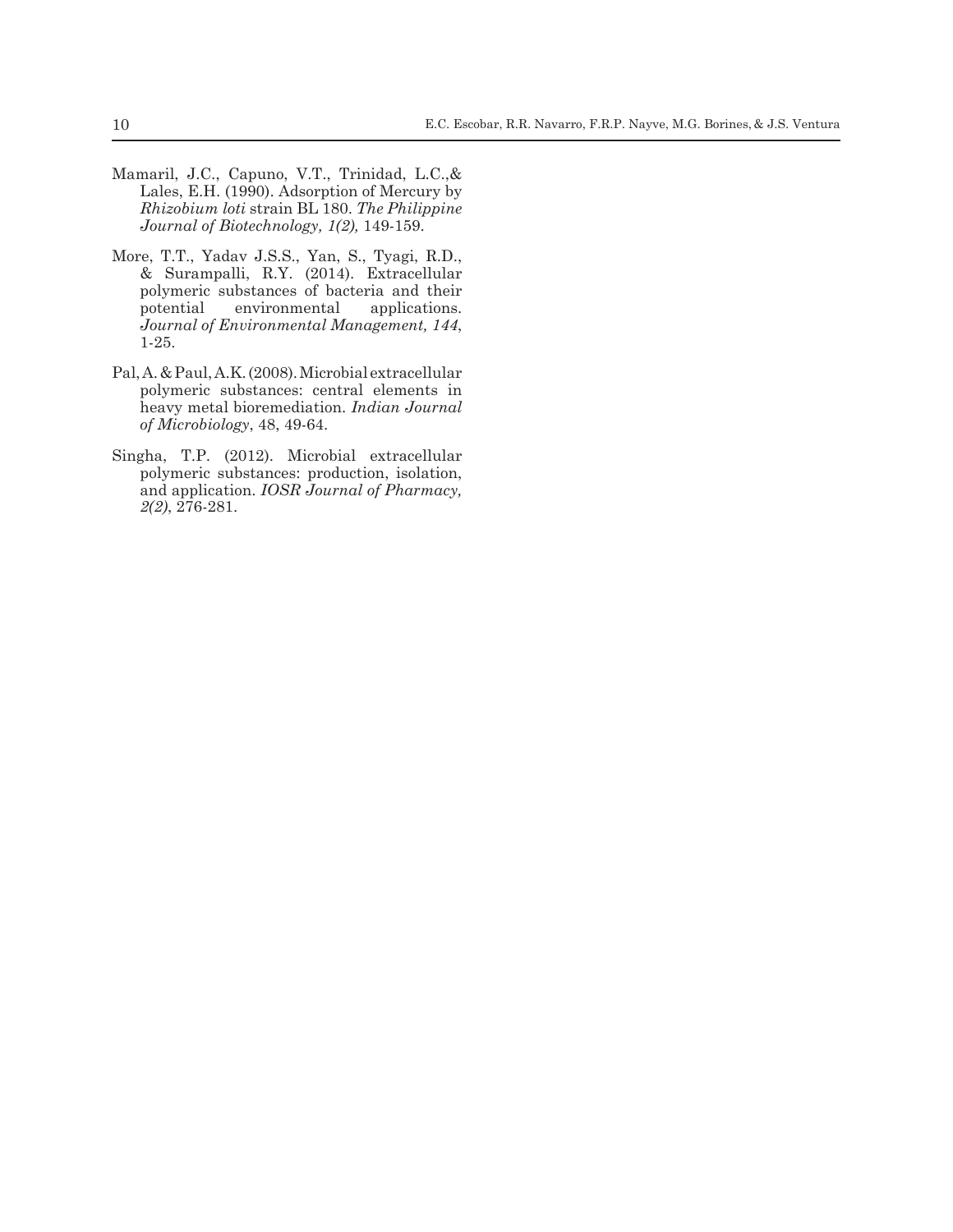Mamaril, J.C., Capuno, V.T., Trinidad, L.C.,& Lales, E.H. (1990). Adsorption of Mercury by *Rhizobium loti* strain BL 180. *The Philippine Journal of Biotechnology, 1(2),* 149-159.

More, T.T., Yadav J.S.S., Yan, S., Tyagi, R.D., & Surampalli, R.Y. (2014). Extracellular polymeric substances of bacteria and their potential environmental applications. *Journal of Environmental Management, 144*, 1-25.

Pal, A. & Paul, A.K. (2008). Microbial extracellular polymeric substances: central elements in heavy metal bioremediation. *Indian Journal of Microbiology*, 48, 49-64.

Singha, T.P. (2012). Microbial extracellular polymeric substances: production, isolation, and application. *IOSR Journal of Pharmacy, 2(2)*, 276-281.